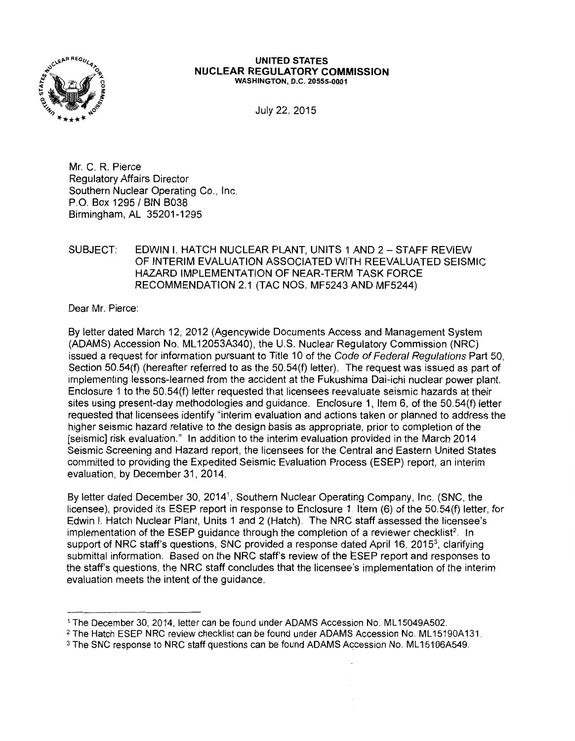**UNITED STATES**
**NUCLEAR REGULATORY COMMISSION**
**WASHINGTON, D.C. 20555-0001**

July 22, 2015

Mr. C. R. Pierce
Regulatory Affairs Director
Southern Nuclear Operating Co., Inc.
P.O. Box 1295 / BIN B038
Birmingham, AL 35201-1295

SUBJECT: EDWIN I. HATCH NUCLEAR PLANT, UNITS 1 AND 2 – STAFF REVIEW OF INTERIM EVALUATION ASSOCIATED WITH REEVALUATED SEISMIC HAZARD IMPLEMENTATION OF NEAR-TERM TASK FORCE RECOMMENDATION 2.1 (TAC NOS. MF5243 AND MF5244)

Dear Mr. Pierce:

By letter dated March 12, 2012 (Agencywide Documents Access and Management System (ADAMS) Accession No. ML12053A340), the U.S. Nuclear Regulatory Commission (NRC) issued a request for information pursuant to Title 10 of the *Code of Federal Regulations* Part 50, Section 50.54(f) (hereafter referred to as the 50.54(f) letter). The request was issued as part of implementing lessons-learned from the accident at the Fukushima Dai-ichi nuclear power plant. Enclosure 1 to the 50.54(f) letter requested that licensees reevaluate seismic hazards at their sites using present-day methodologies and guidance. Enclosure 1, Item 6, of the 50.54(f) letter requested that licensees identify "interim evaluation and actions taken or planned to address the higher seismic hazard relative to the design basis as appropriate, prior to completion of the [seismic] risk evaluation." In addition to the interim evaluation provided in the March 2014 Seismic Screening and Hazard report, the licensees for the Central and Eastern United States committed to providing the Expedited Seismic Evaluation Process (ESEP) report, an interim evaluation, by December 31, 2014.

By letter dated December 30, 2014[1], Southern Nuclear Operating Company, Inc. (SNC, the licensee), provided its ESEP report in response to Enclosure 1, Item (6) of the 50.54(f) letter, for Edwin I. Hatch Nuclear Plant, Units 1 and 2 (Hatch). The NRC staff assessed the licensee's implementation of the ESEP guidance through the completion of a reviewer checklist[2]. In support of NRC staff's questions, SNC provided a response dated April 16, 2015[3], clarifying submittal information. Based on the NRC staff's review of the ESEP report and responses to the staff's questions, the NRC staff concludes that the licensee's implementation of the interim evaluation meets the intent of the guidance.

---

[1] The December 30, 2014, letter can be found under ADAMS Accession No. ML15049A502.
[2] The Hatch ESEP NRC review checklist can be found under ADAMS Accession No. ML15190A131.
[3] The SNC response to NRC staff questions can be found ADAMS Accession No. ML15106A549.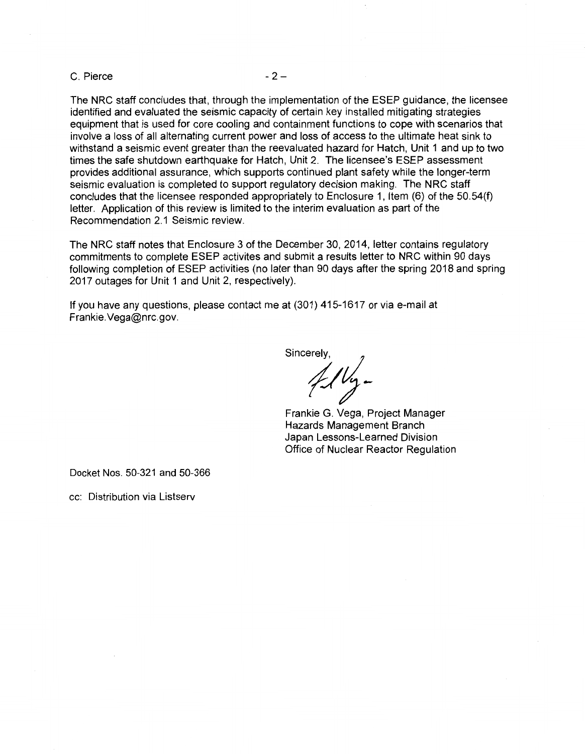The NRC staff concludes that, through the implementation of the ESEP guidance, the licensee identified and evaluated the seismic capacity of certain key installed mitigating strategies equipment that is used for core cooling and containment functions to cope with scenarios that involve a loss of all alternating current power and loss of access to the ultimate heat sink to withstand a seismic event greater than the reevaluated hazard for Hatch, Unit 1 and up to two times the safe shutdown earthquake for Hatch, Unit 2. The licensee's ESEP assessment provides additional assurance, which supports continued plant safety while the longer-term seismic evaluation is completed to support regulatory decision making. The NRC staff concludes that the licensee responded appropriately to Enclosure 1, Item (6) of the 50.54(f) letter. Application of this review is limited to the interim evaluation as part of the Recommendation 2.1 Seismic review.

The NRC staff notes that Enclosure 3 of the December 30, 2014, letter contains regulatory commitments to complete ESEP activites and submit a results letter to NRC within 90 days following completion of ESEP activities (no later than 90 days after the spring 2018 and spring 2017 outages for Unit 1 and Unit 2, respectively).

If you have any questions, please contact me at (301) 415-1617 or via e-mail at Frankie.Vega@nrc.gov.

Sincerely,

Frankie G. Vega, Project Manager
Hazards Management Branch
Japan Lessons-Learned Division
Office of Nuclear Reactor Regulation

Docket Nos. 50-321 and 50-366

cc: Distribution via Listserv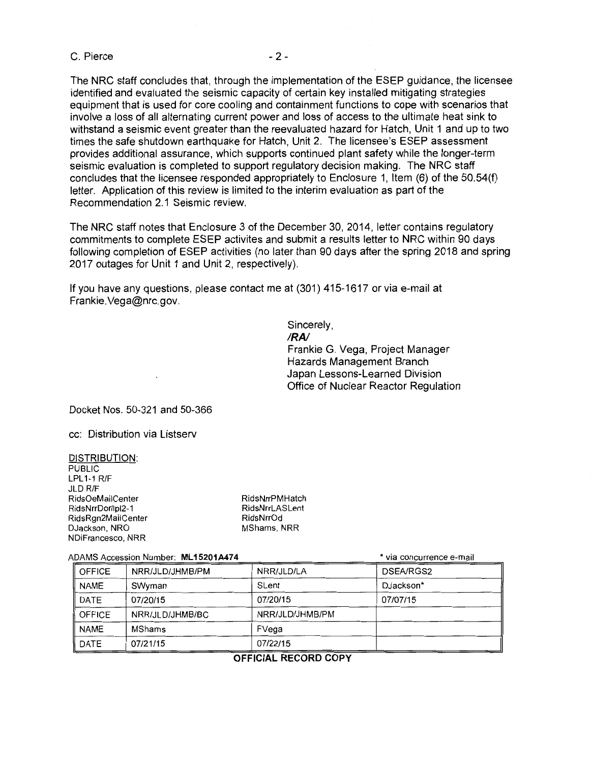The NRC staff concludes that, through the implementation of the ESEP guidance, the licensee identified and evaluated the seismic capacity of certain key installed mitigating strategies equipment that is used for core cooling and containment functions to cope with scenarios that involve a loss of all alternating current power and loss of access to the ultimate heat sink to withstand a seismic event greater than the reevaluated hazard for Hatch, Unit 1 and up to two times the safe shutdown earthquake for Hatch, Unit 2. The licensee's ESEP assessment provides additional assurance, which supports continued plant safety while the longer-term seismic evaluation is completed to support regulatory decision making. The NRC staff concludes that the licensee responded appropriately to Enclosure 1, Item (6) of the 50.54(f) letter. Application of this review is limited to the interim evaluation as part of the Recommendation 2.1 Seismic review.

The NRC staff notes that Enclosure 3 of the December 30, 2014, letter contains regulatory commitments to complete ESEP activites and submit a results letter to NRC within 90 days following completion of ESEP activities (no later than 90 days after the spring 2018 and spring 2017 outages for Unit 1 and Unit 2, respectively).

If you have any questions, please contact me at (301) 415-1617 or via e-mail at Frankie.Vega@nrc.gov.

Sincerely,
**/RA/**
Frankie G. Vega, Project Manager
Hazards Management Branch
Japan Lessons-Learned Division
Office of Nuclear Reactor Regulation

Docket Nos. 50-321 and 50-366

cc: Distribution via Listserv

DISTRIBUTION:
PUBLIC
LPL1-1 R/F
JLD R/F
RidsOeMailCenter
RidsNrrDorllpl2-1
RidsRgn2MailCenter
DJackson, NRO
NDiFrancesco, NRR
RidsNrrPMHatch
RidsNrrLASLent
RidsNrrOd
MShams, NRR

ADAMS Accession Number: **ML15201A474**

\* via concurrence e-mail

| | | | |
|---|---|---|---|
| OFFICE | NRR/JLD/JHMB/PM | NRR/JLD/LA | DSEA/RGS2 |
| NAME | SWyman | SLent | DJackson* |
| DATE | 07/20/15 | 07/20/15 | 07/07/15 |
| OFFICE | NRR/JLD/JHMB/BC | NRR/JLD/JHMB/PM | |
| NAME | MShams | FVega | |
| DATE | 07/21/15 | 07/22/15 | |

**OFFICIAL RECORD COPY**